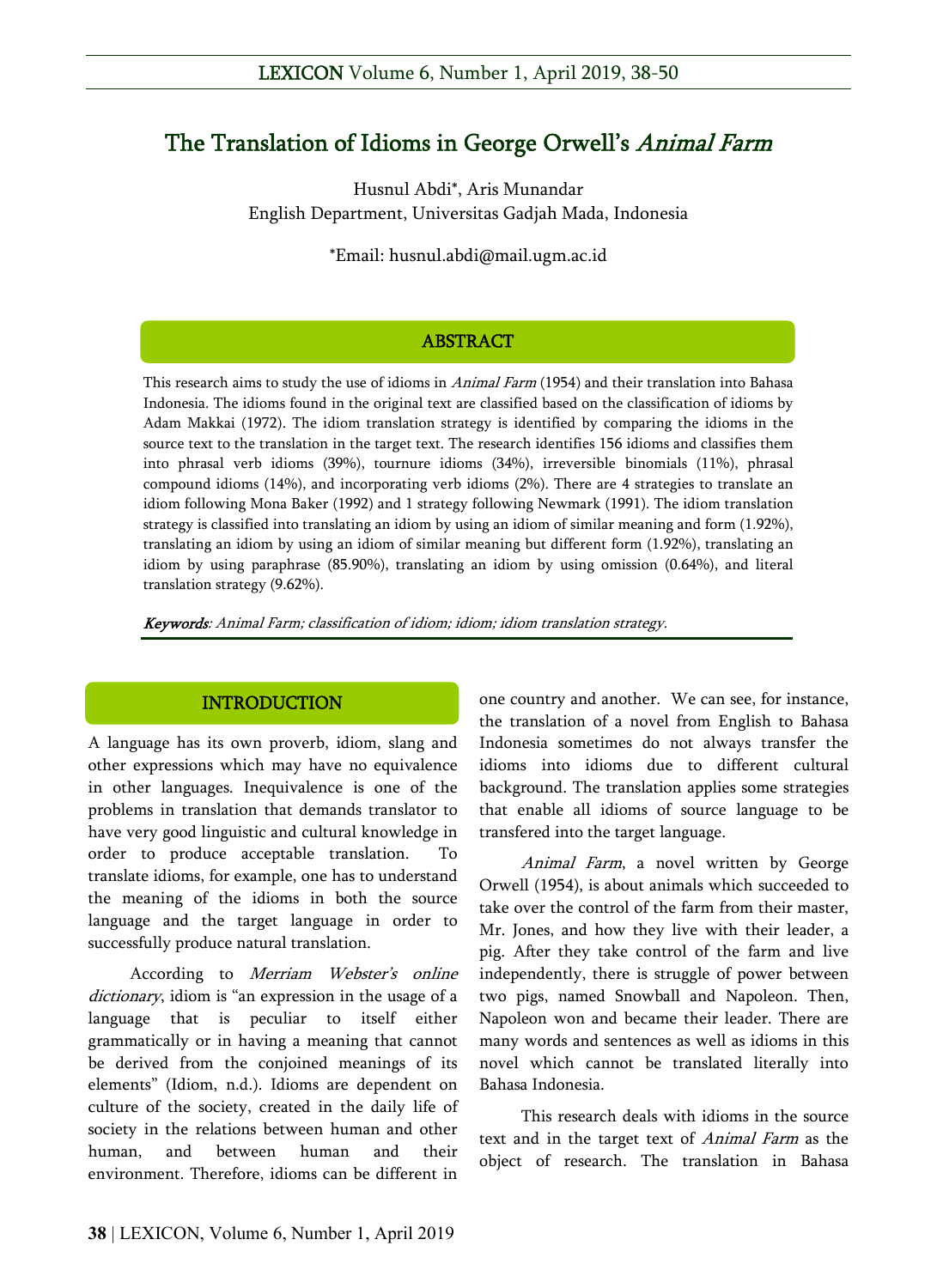# The Translation of Idioms in George Orwell's *Animal Farm*

Husnul Abdi*, Aris Munandar
English Department, Universitas Gadjah Mada, Indonesia

*Email: husnul.abdi@mail.ugm.ac.id

## ABSTRACT

This research aims to study the use of idioms in *Animal Farm* (1954) and their translation into Bahasa Indonesia. The idioms found in the original text are classified based on the classification of idioms by Adam Makkai (1972). The idiom translation strategy is identified by comparing the idioms in the source text to the translation in the target text. The research identifies 156 idioms and classifies them into phrasal verb idioms (39%), tournure idioms (34%), irreversible binomials (11%), phrasal compound idioms (14%), and incorporating verb idioms (2%). There are 4 strategies to translate an idiom following Mona Baker (1992) and 1 strategy following Newmark (1991). The idiom translation strategy is classified into translating an idiom by using an idiom of similar meaning and form (1.92%), translating an idiom by using an idiom of similar meaning but different form (1.92%), translating an idiom by using paraphrase (85.90%), translating an idiom by using omission (0.64%), and literal translation strategy (9.62%).

***Keywords***: *Animal Farm; classification of idiom; idiom; idiom translation strategy.*

## INTRODUCTION

A language has its own proverb, idiom, slang and other expressions which may have no equivalence in other languages. Inequivalence is one of the problems in translation that demands translator to have very good linguistic and cultural knowledge in order to produce acceptable translation. To translate idioms, for example, one has to understand the meaning of the idioms in both the source language and the target language in order to successfully produce natural translation.

According to *Merriam Webster's online dictionary*, idiom is "an expression in the usage of a language that is peculiar to itself either grammatically or in having a meaning that cannot be derived from the conjoined meanings of its elements" (Idiom, n.d.). Idioms are dependent on culture of the society, created in the daily life of society in the relations between human and other human, and between human and their environment. Therefore, idioms can be different in one country and another. We can see, for instance, the translation of a novel from English to Bahasa Indonesia sometimes do not always transfer the idioms into idioms due to different cultural background. The translation applies some strategies that enable all idioms of source language to be transfered into the target language.

*Animal Farm*, a novel written by George Orwell (1954), is about animals which succeeded to take over the control of the farm from their master, Mr. Jones, and how they live with their leader, a pig. After they take control of the farm and live independently, there is struggle of power between two pigs, named Snowball and Napoleon. Then, Napoleon won and became their leader. There are many words and sentences as well as idioms in this novel which cannot be translated literally into Bahasa Indonesia.

This research deals with idioms in the source text and in the target text of *Animal Farm* as the object of research. The translation in Bahasa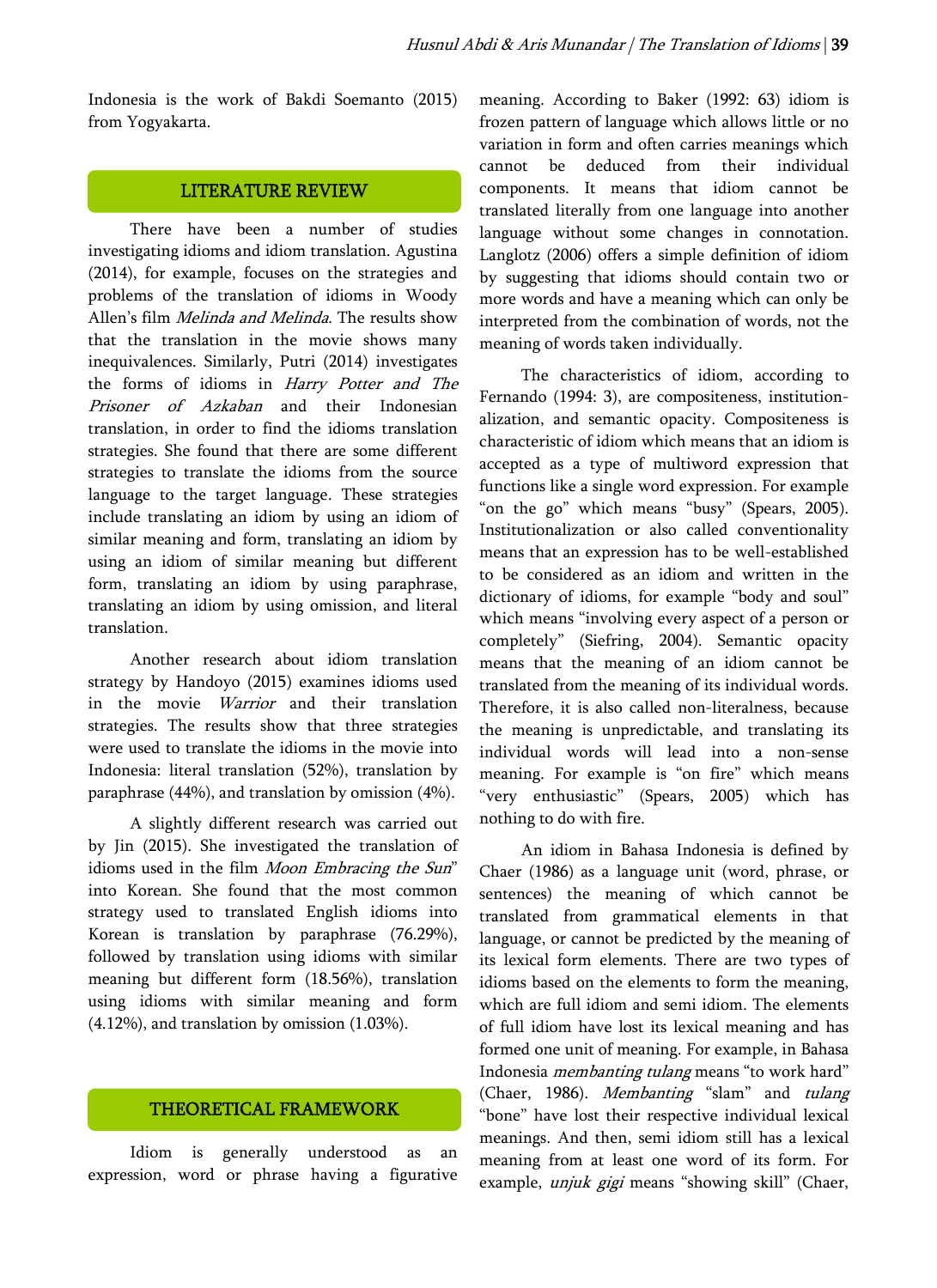Indonesia is the work of Bakdi Soemanto (2015) from Yogyakarta.

## LITERATURE REVIEW

There have been a number of studies investigating idioms and idiom translation. Agustina (2014), for example, focuses on the strategies and problems of the translation of idioms in Woody Allen's film *Melinda and Melinda*. The results show that the translation in the movie shows many inequivalences. Similarly, Putri (2014) investigates the forms of idioms in *Harry Potter and The Prisoner of Azkaban* and their Indonesian translation, in order to find the idioms translation strategies. She found that there are some different strategies to translate the idioms from the source language to the target language. These strategies include translating an idiom by using an idiom of similar meaning and form, translating an idiom by using an idiom of similar meaning but different form, translating an idiom by using paraphrase, translating an idiom by using omission, and literal translation.

Another research about idiom translation strategy by Handoyo (2015) examines idioms used in the movie *Warrior* and their translation strategies. The results show that three strategies were used to translate the idioms in the movie into Indonesia: literal translation (52%), translation by paraphrase (44%), and translation by omission (4%).

A slightly different research was carried out by Jin (2015). She investigated the translation of idioms used in the film *Moon Embracing the Sun*" into Korean. She found that the most common strategy used to translated English idioms into Korean is translation by paraphrase (76.29%), followed by translation using idioms with similar meaning but different form (18.56%), translation using idioms with similar meaning and form (4.12%), and translation by omission (1.03%).

## THEORETICAL FRAMEWORK

Idiom is generally understood as an expression, word or phrase having a figurative meaning. According to Baker (1992: 63) idiom is frozen pattern of language which allows little or no variation in form and often carries meanings which cannot be deduced from their individual components. It means that idiom cannot be translated literally from one language into another language without some changes in connotation. Langlotz (2006) offers a simple definition of idiom by suggesting that idioms should contain two or more words and have a meaning which can only be interpreted from the combination of words, not the meaning of words taken individually.

The characteristics of idiom, according to Fernando (1994: 3), are compositeness, institution-alization, and semantic opacity. Compositeness is characteristic of idiom which means that an idiom is accepted as a type of multiword expression that functions like a single word expression. For example "on the go" which means "busy" (Spears, 2005). Institutionalization or also called conventionality means that an expression has to be well-established to be considered as an idiom and written in the dictionary of idioms, for example "body and soul" which means "involving every aspect of a person or completely" (Siefring, 2004). Semantic opacity means that the meaning of an idiom cannot be translated from the meaning of its individual words. Therefore, it is also called non-literalness, because the meaning is unpredictable, and translating its individual words will lead into a non-sense meaning. For example is "on fire" which means "very enthusiastic" (Spears, 2005) which has nothing to do with fire.

An idiom in Bahasa Indonesia is defined by Chaer (1986) as a language unit (word, phrase, or sentences) the meaning of which cannot be translated from grammatical elements in that language, or cannot be predicted by the meaning of its lexical form elements. There are two types of idioms based on the elements to form the meaning, which are full idiom and semi idiom. The elements of full idiom have lost its lexical meaning and has formed one unit of meaning. For example, in Bahasa Indonesia *membanting tulang* means "to work hard" (Chaer, 1986). *Membanting* "slam" and *tulang* "bone" have lost their respective individual lexical meanings. And then, semi idiom still has a lexical meaning from at least one word of its form. For example, *unjuk gigi* means "showing skill" (Chaer,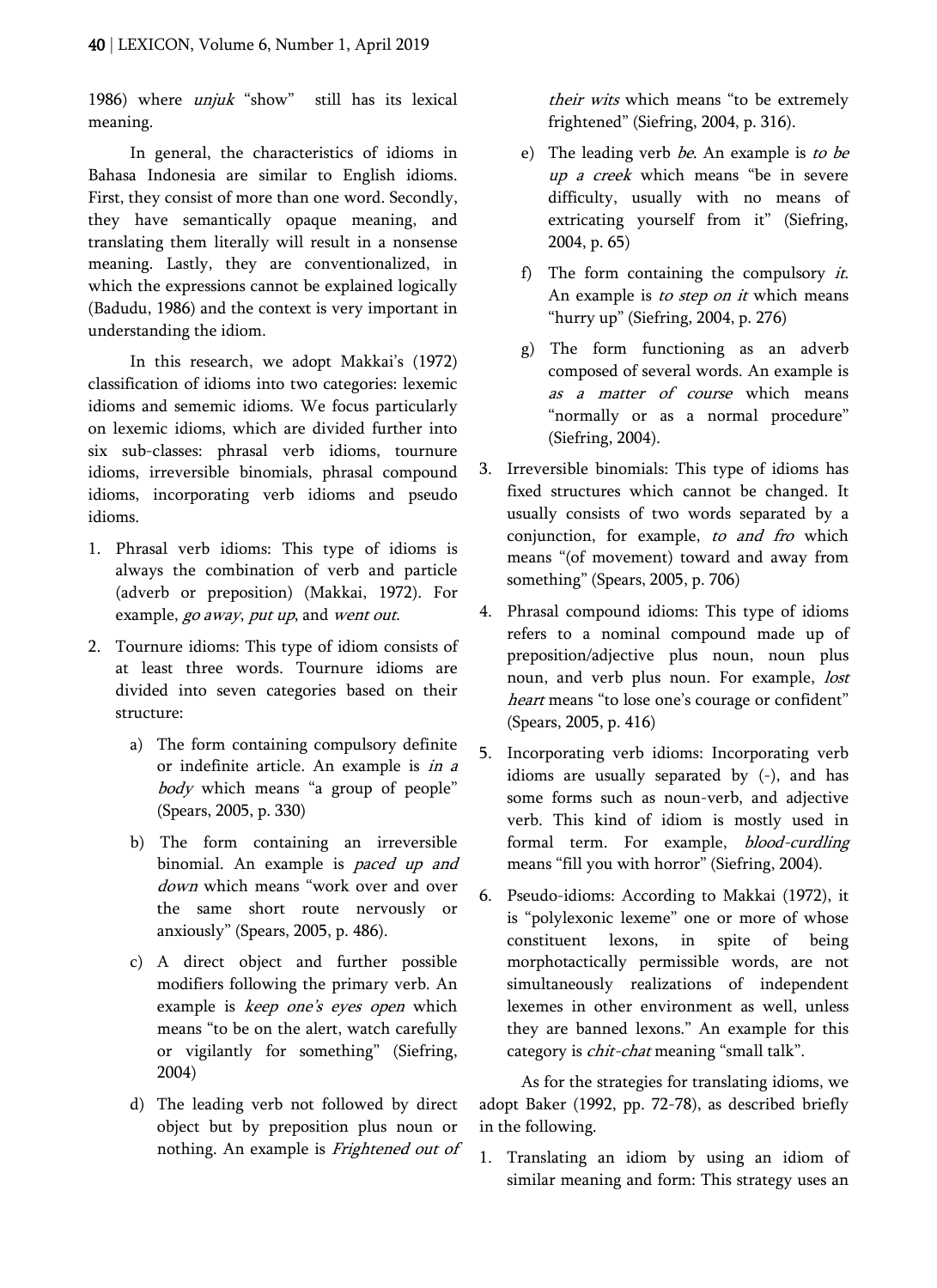1986) where *unjuk* "show" still has its lexical meaning.

In general, the characteristics of idioms in Bahasa Indonesia are similar to English idioms. First, they consist of more than one word. Secondly, they have semantically opaque meaning, and translating them literally will result in a nonsense meaning. Lastly, they are conventionalized, in which the expressions cannot be explained logically (Badudu, 1986) and the context is very important in understanding the idiom.

In this research, we adopt Makkai's (1972) classification of idioms into two categories: lexemic idioms and sememic idioms. We focus particularly on lexemic idioms, which are divided further into six sub-classes: phrasal verb idioms, tournure idioms, irreversible binomials, phrasal compound idioms, incorporating verb idioms and pseudo idioms.

1. Phrasal verb idioms: This type of idioms is always the combination of verb and particle (adverb or preposition) (Makkai, 1972). For example, *go away*, *put up*, and *went out*.
2. Tournure idioms: This type of idiom consists of at least three words. Tournure idioms are divided into seven categories based on their structure:
   a) The form containing compulsory definite or indefinite article. An example is *in a body* which means "a group of people" (Spears, 2005, p. 330)
   b) The form containing an irreversible binomial. An example is *paced up and down* which means "work over and over the same short route nervously or anxiously" (Spears, 2005, p. 486).
   c) A direct object and further possible modifiers following the primary verb. An example is *keep one's eyes open* which means "to be on the alert, watch carefully or vigilantly for something" (Siefring, 2004)
   d) The leading verb not followed by direct object but by preposition plus noun or nothing. An example is *Frightened out of their wits* which means "to be extremely frightened" (Siefring, 2004, p. 316).
   e) The leading verb *be*. An example is *to be up a creek* which means "be in severe difficulty, usually with no means of extricating yourself from it" (Siefring, 2004, p. 65)
   f) The form containing the compulsory *it*. An example is *to step on it* which means "hurry up" (Siefring, 2004, p. 276)
   g) The form functioning as an adverb composed of several words. An example is *as a matter of course* which means "normally or as a normal procedure" (Siefring, 2004).
3. Irreversible binomials: This type of idioms has fixed structures which cannot be changed. It usually consists of two words separated by a conjunction, for example, *to and fro* which means "(of movement) toward and away from something" (Spears, 2005, p. 706)
4. Phrasal compound idioms: This type of idioms refers to a nominal compound made up of preposition/adjective plus noun, noun plus noun, and verb plus noun. For example, *lost heart* means "to lose one's courage or confident" (Spears, 2005, p. 416)
5. Incorporating verb idioms: Incorporating verb idioms are usually separated by (-), and has some forms such as noun-verb, and adjective verb. This kind of idiom is mostly used in formal term. For example, *blood-curdling* means "fill you with horror" (Siefring, 2004).
6. Pseudo-idioms: According to Makkai (1972), it is "polylexonic lexeme" one or more of whose constituent lexons, in spite of being morphotactically permissible words, are not simultaneously realizations of independent lexemes in other environment as well, unless they are banned lexons." An example for this category is *chit-chat* meaning "small talk".

As for the strategies for translating idioms, we adopt Baker (1992, pp. 72-78), as described briefly in the following.

1. Translating an idiom by using an idiom of similar meaning and form: This strategy uses an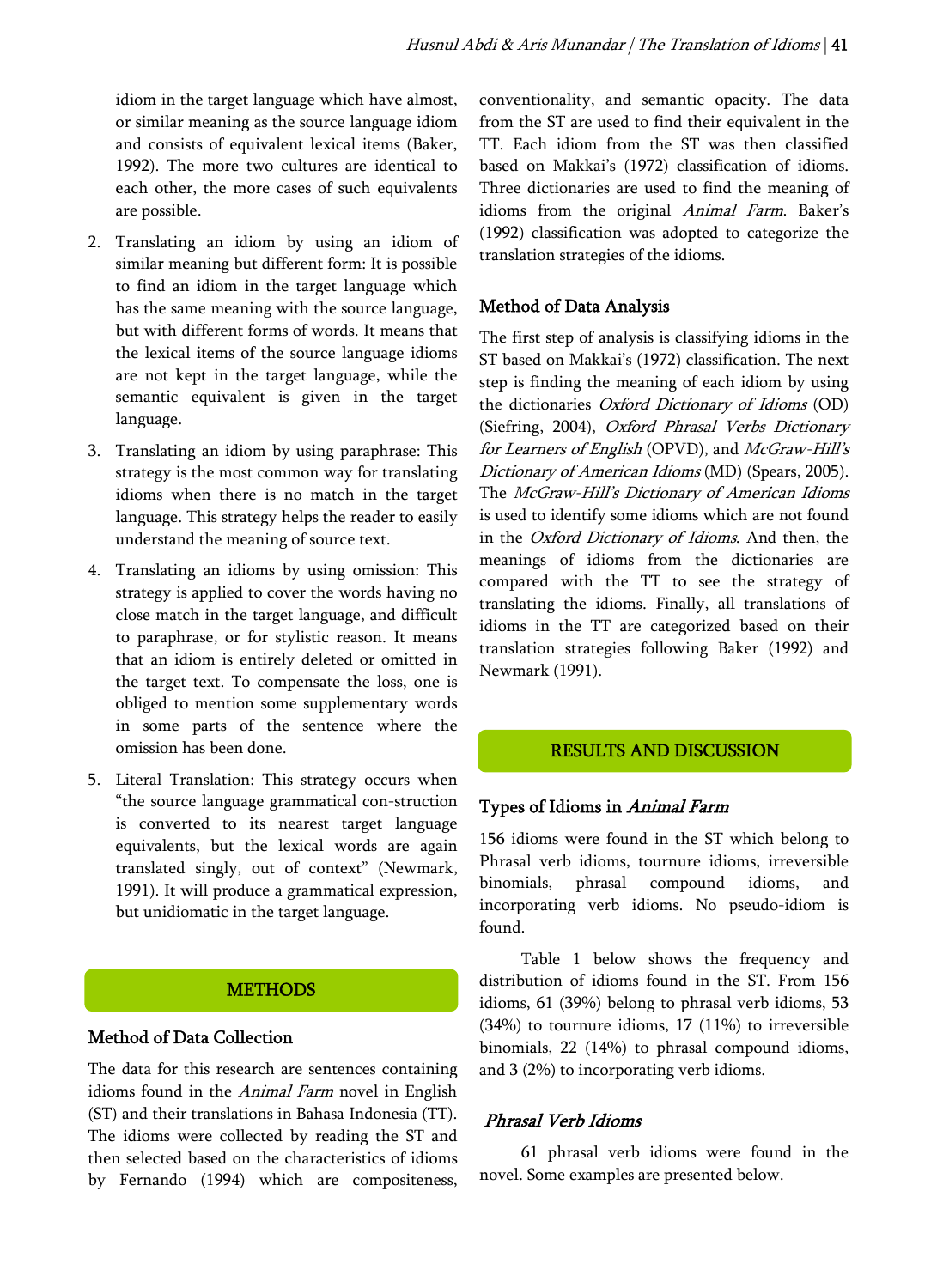idiom in the target language which have almost, or similar meaning as the source language idiom and consists of equivalent lexical items (Baker, 1992). The more two cultures are identical to each other, the more cases of such equivalents are possible.

2. Translating an idiom by using an idiom of similar meaning but different form: It is possible to find an idiom in the target language which has the same meaning with the source language, but with different forms of words. It means that the lexical items of the source language idioms are not kept in the target language, while the semantic equivalent is given in the target language.
3. Translating an idiom by using paraphrase: This strategy is the most common way for translating idioms when there is no match in the target language. This strategy helps the reader to easily understand the meaning of source text.
4. Translating an idioms by using omission: This strategy is applied to cover the words having no close match in the target language, and difficult to paraphrase, or for stylistic reason. It means that an idiom is entirely deleted or omitted in the target text. To compensate the loss, one is obliged to mention some supplementary words in some parts of the sentence where the omission has been done.
5. Literal Translation: This strategy occurs when "the source language grammatical con-struction is converted to its nearest target language equivalents, but the lexical words are again translated singly, out of context" (Newmark, 1991). It will produce a grammatical expression, but unidiomatic in the target language.

## METHODS

### Method of Data Collection

The data for this research are sentences containing idioms found in the *Animal Farm* novel in English (ST) and their translations in Bahasa Indonesia (TT). The idioms were collected by reading the ST and then selected based on the characteristics of idioms by Fernando (1994) which are compositeness, conventionality, and semantic opacity. The data from the ST are used to find their equivalent in the TT. Each idiom from the ST was then classified based on Makkai's (1972) classification of idioms. Three dictionaries are used to find the meaning of idioms from the original *Animal Farm*. Baker's (1992) classification was adopted to categorize the translation strategies of the idioms.

### Method of Data Analysis

The first step of analysis is classifying idioms in the ST based on Makkai's (1972) classification. The next step is finding the meaning of each idiom by using the dictionaries *Oxford Dictionary of Idioms* (OD) (Siefring, 2004), *Oxford Phrasal Verbs Dictionary for Learners of English* (OPVD), and *McGraw-Hill's Dictionary of American Idioms* (MD) (Spears, 2005). The *McGraw-Hill's Dictionary of American Idioms* is used to identify some idioms which are not found in the *Oxford Dictionary of Idioms*. And then, the meanings of idioms from the dictionaries are compared with the TT to see the strategy of translating the idioms. Finally, all translations of idioms in the TT are categorized based on their translation strategies following Baker (1992) and Newmark (1991).

## RESULTS AND DISCUSSION

### Types of Idioms in *Animal Farm*

156 idioms were found in the ST which belong to Phrasal verb idioms, tournure idioms, irreversible binomials, phrasal compound idioms, and incorporating verb idioms. No pseudo-idiom is found.

Table 1 below shows the frequency and distribution of idioms found in the ST. From 156 idioms, 61 (39%) belong to phrasal verb idioms, 53 (34%) to tournure idioms, 17 (11%) to irreversible binomials, 22 (14%) to phrasal compound idioms, and 3 (2%) to incorporating verb idioms.

#### *Phrasal Verb Idioms*

61 phrasal verb idioms were found in the novel. Some examples are presented below.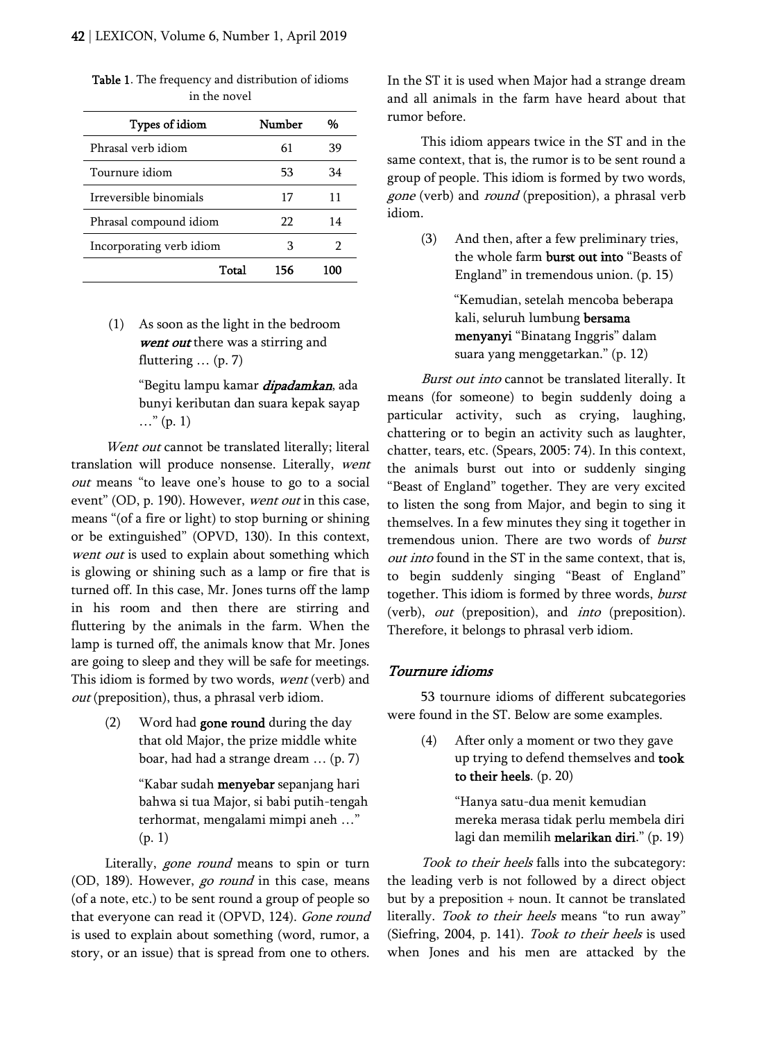Table 1. The frequency and distribution of idioms in the novel

| Types of idiom | Number | % |
|---|---|---|
| Phrasal verb idiom | 61 | 39 |
| Tournure idiom | 53 | 34 |
| Irreversible binomials | 17 | 11 |
| Phrasal compound idiom | 22 | 14 |
| Incorporating verb idiom | 3 | 2 |
| Total | 156 | 100 |

(1) As soon as the light in the bedroom ***went out*** there was a stirring and fluttering … (p. 7)

> "Begitu lampu kamar ***dipadamkan***, ada bunyi keributan dan suara kepak sayap …" (p. 1)

*Went out* cannot be translated literally; literal translation will produce nonsense. Literally, *went out* means "to leave one's house to go to a social event" (OD, p. 190). However, *went out* in this case, means "(of a fire or light) to stop burning or shining or be extinguished" (OPVD, 130). In this context, *went out* is used to explain about something which is glowing or shining such as a lamp or fire that is turned off. In this case, Mr. Jones turns off the lamp in his room and then there are stirring and fluttering by the animals in the farm. When the lamp is turned off, the animals know that Mr. Jones are going to sleep and they will be safe for meetings. This idiom is formed by two words, *went* (verb) and *out* (preposition), thus, a phrasal verb idiom.

(2) Word had **gone round** during the day that old Major, the prize middle white boar, had had a strange dream … (p. 7)

> "Kabar sudah **menyebar** sepanjang hari bahwa si tua Major, si babi putih-tengah terhormat, mengalami mimpi aneh …" (p. 1)

Literally, *gone round* means to spin or turn (OD, 189). However, *go round* in this case, means (of a note, etc.) to be sent round a group of people so that everyone can read it (OPVD, 124). *Gone round* is used to explain about something (word, rumor, a story, or an issue) that is spread from one to others. In the ST it is used when Major had a strange dream and all animals in the farm have heard about that rumor before.

This idiom appears twice in the ST and in the same context, that is, the rumor is to be sent round a group of people. This idiom is formed by two words, *gone* (verb) and *round* (preposition), a phrasal verb idiom.

(3) And then, after a few preliminary tries, the whole farm **burst out into** "Beasts of England" in tremendous union. (p. 15)

> "Kemudian, setelah mencoba beberapa kali, seluruh lumbung **bersama menyanyi** "Binatang Inggris" dalam suara yang menggetarkan." (p. 12)

*Burst out into* cannot be translated literally. It means (for someone) to begin suddenly doing a particular activity, such as crying, laughing, chattering or to begin an activity such as laughter, chatter, tears, etc. (Spears, 2005: 74). In this context, the animals burst out into or suddenly singing "Beast of England" together. They are very excited to listen the song from Major, and begin to sing it themselves. In a few minutes they sing it together in tremendous union. There are two words of *burst out into* found in the ST in the same context, that is, to begin suddenly singing "Beast of England" together. This idiom is formed by three words, *burst* (verb), *out* (preposition), and *into* (preposition). Therefore, it belongs to phrasal verb idiom.

## *Tournure idioms*

53 tournure idioms of different subcategories were found in the ST. Below are some examples.

(4) After only a moment or two they gave up trying to defend themselves and **took to their heels**. (p. 20)

> "Hanya satu-dua menit kemudian mereka merasa tidak perlu membela diri lagi dan memilih **melarikan diri**." (p. 19)

*Took to their heels* falls into the subcategory: the leading verb is not followed by a direct object but by a preposition + noun. It cannot be translated literally. *Took to their heels* means "to run away" (Siefring, 2004, p. 141). *Took to their heels* is used when Jones and his men are attacked by the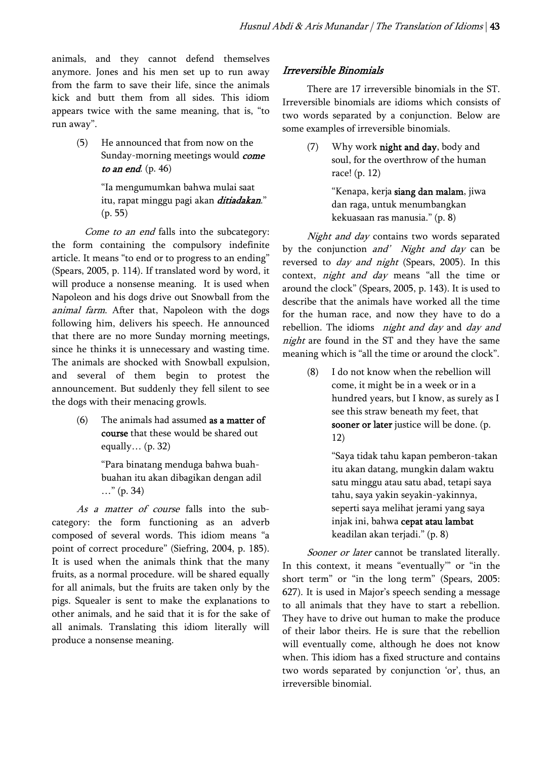animals, and they cannot defend themselves anymore. Jones and his men set up to run away from the farm to save their life, since the animals kick and butt them from all sides. This idiom appears twice with the same meaning, that is, "to run away".

> (5) He announced that from now on the Sunday-morning meetings would ***come to an end***. (p. 46)
>
> "Ia mengumumkan bahwa mulai saat itu, rapat minggu pagi akan ***ditiadakan***." (p. 55)

*Come to an end* falls into the subcategory: the form containing the compulsory indefinite article. It means "to end or to progress to an ending" (Spears, 2005, p. 114). If translated word by word, it will produce a nonsense meaning. It is used when Napoleon and his dogs drive out Snowball from the *animal farm*. After that, Napoleon with the dogs following him, delivers his speech. He announced that there are no more Sunday morning meetings, since he thinks it is unnecessary and wasting time. The animals are shocked with Snowball expulsion, and several of them begin to protest the announcement. But suddenly they fell silent to see the dogs with their menacing growls.

> (6) The animals had assumed **as a matter of course** that these would be shared out equally… (p. 32)
>
> "Para binatang menduga bahwa buah-buahan itu akan dibagikan dengan adil …" (p. 34)

*As a matter of course* falls into the sub-category: the form functioning as an adverb composed of several words. This idiom means "a point of correct procedure" (Siefring, 2004, p. 185). It is used when the animals think that the many fruits, as a normal procedure. will be shared equally for all animals, but the fruits are taken only by the pigs. Squealer is sent to make the explanations to other animals, and he said that it is for the sake of all animals. Translating this idiom literally will produce a nonsense meaning.

### *Irreversible Binomials*

There are 17 irreversible binomials in the ST. Irreversible binomials are idioms which consists of two words separated by a conjunction. Below are some examples of irreversible binomials.

> (7) Why work **night and day**, body and soul, for the overthrow of the human race! (p. 12)
>
> "Kenapa, kerja **siang dan malam**, jiwa dan raga, untuk menumbangkan kekuasaan ras manusia." (p. 8)

*Night and day* contains two words separated by the conjunction *and'* *Night and day* can be reversed to *day and night* (Spears, 2005). In this context, *night and day* means "all the time or around the clock" (Spears, 2005, p. 143). It is used to describe that the animals have worked all the time for the human race, and now they have to do a rebellion. The idioms *night and day* and *day and night* are found in the ST and they have the same meaning which is "all the time or around the clock".

> (8) I do not know when the rebellion will come, it might be in a week or in a hundred years, but I know, as surely as I see this straw beneath my feet, that **sooner or later** justice will be done. (p. 12)
>
> "Saya tidak tahu kapan pemberon-takan itu akan datang, mungkin dalam waktu satu minggu atau satu abad, tetapi saya tahu, saya yakin seyakin-yakinnya, seperti saya melihat jerami yang saya injak ini, bahwa **cepat atau lambat** keadilan akan terjadi." (p. 8)

*Sooner or later* cannot be translated literally. In this context, it means "eventually'" or "in the short term" or "in the long term" (Spears, 2005: 627). It is used in Major's speech sending a message to all animals that they have to start a rebellion. They have to drive out human to make the produce of their labor theirs. He is sure that the rebellion will eventually come, although he does not know when. This idiom has a fixed structure and contains two words separated by conjunction 'or', thus, an irreversible binomial.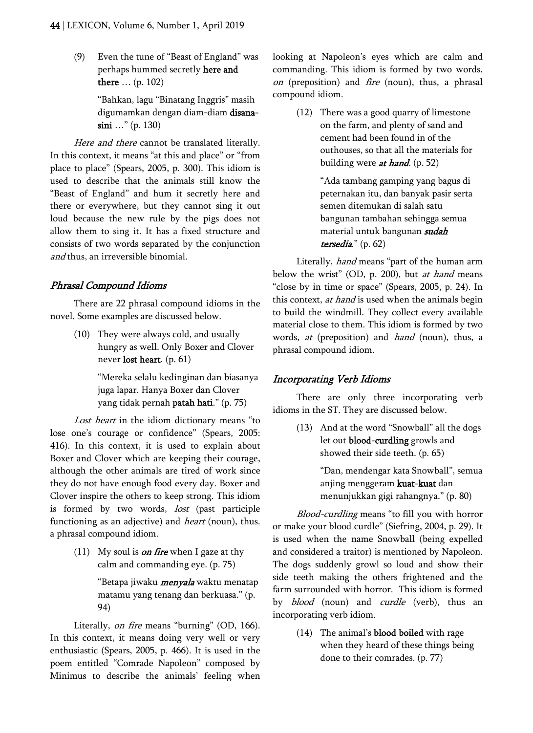(9) Even the tune of "Beast of England" was perhaps hummed secretly **here and there** … (p. 102)

> "Bahkan, lagu "Binatang Inggris" masih digumamkan dengan diam-diam **disana-sini** …" (p. 130)

*Here and there* cannot be translated literally. In this context, it means "at this and place" or "from place to place" (Spears, 2005, p. 300). This idiom is used to describe that the animals still know the "Beast of England" and hum it secretly here and there or everywhere, but they cannot sing it out loud because the new rule by the pigs does not allow them to sing it. It has a fixed structure and consists of two words separated by the conjunction *and* thus, an irreversible binomial.

### *Phrasal Compound Idioms*

There are 22 phrasal compound idioms in the novel. Some examples are discussed below.

(10) They were always cold, and usually hungry as well. Only Boxer and Clover never **lost heart**. (p. 61)

> "Mereka selalu kedinginan dan biasanya juga lapar. Hanya Boxer dan Clover yang tidak pernah **patah hati**." (p. 75)

*Lost heart* in the idiom dictionary means "to lose one's courage or confidence" (Spears, 2005: 416). In this context, it is used to explain about Boxer and Clover which are keeping their courage, although the other animals are tired of work since they do not have enough food every day. Boxer and Clover inspire the others to keep strong. This idiom is formed by two words, *lost* (past participle functioning as an adjective) and *heart* (noun), thus. a phrasal compound idiom.

(11) My soul is ***on fire*** when I gaze at thy calm and commanding eye. (p. 75)

> "Betapa jiwaku ***menyala*** waktu menatap matamu yang tenang dan berkuasa." (p. 94)

Literally, *on fire* means "burning" (OD, 166). In this context, it means doing very well or very enthusiastic (Spears, 2005, p. 466). It is used in the poem entitled "Comrade Napoleon" composed by Minimus to describe the animals' feeling when looking at Napoleon's eyes which are calm and commanding. This idiom is formed by two words, *on* (preposition) and *fire* (noun), thus, a phrasal compound idiom.

(12) There was a good quarry of limestone on the farm, and plenty of sand and cement had been found in of the outhouses, so that all the materials for building were ***at hand***. (p. 52)

> "Ada tambang gamping yang bagus di peternakan itu, dan banyak pasir serta semen ditemukan di salah satu bangunan tambahan sehingga semua material untuk bangunan ***sudah tersedia***." (p. 62)

Literally, *hand* means "part of the human arm below the wrist" (OD, p. 200), but *at hand* means "close by in time or space" (Spears, 2005, p. 24). In this context, *at hand* is used when the animals begin to build the windmill. They collect every available material close to them. This idiom is formed by two words, *at* (preposition) and *hand* (noun), thus, a phrasal compound idiom.

### *Incorporating Verb Idioms*

There are only three incorporating verb idioms in the ST. They are discussed below.

(13) And at the word "Snowball" all the dogs let out **blood-curdling** growls and showed their side teeth. (p. 65)

> "Dan, mendengar kata Snowball", semua anjing menggeram **kuat-kuat** dan menunjukkan gigi rahangnya." (p. 80)

*Blood-curdling* means "to fill you with horror or make your blood curdle" (Siefring, 2004, p. 29). It is used when the name Snowball (being expelled and considered a traitor) is mentioned by Napoleon. The dogs suddenly growl so loud and show their side teeth making the others frightened and the farm surrounded with horror. This idiom is formed by *blood* (noun) and *curdle* (verb), thus an incorporating verb idiom.

(14) The animal's **blood boiled** with rage when they heard of these things being done to their comrades. (p. 77)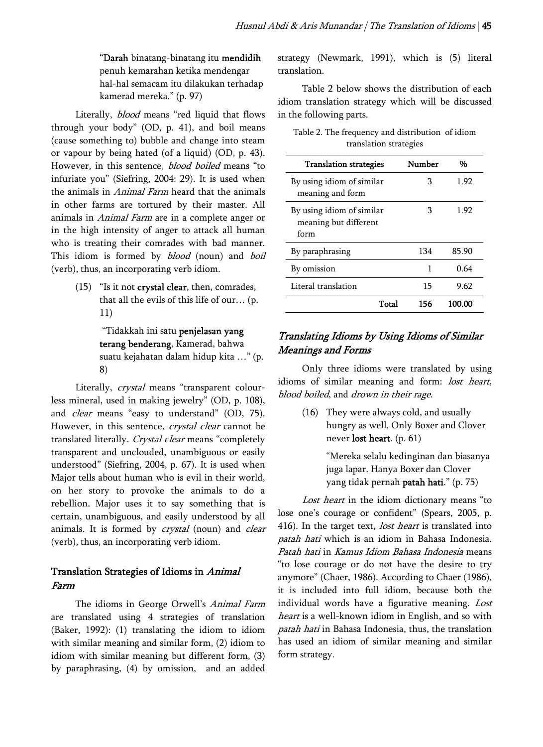"**Darah** binatang-binatang itu **mendidih** penuh kemarahan ketika mendengar hal-hal semacam itu dilakukan terhadap kamerad mereka." (p. 97)

Literally, *blood* means "red liquid that flows through your body" (OD, p. 41), and boil means (cause something to) bubble and change into steam or vapour by being hated (of a liquid) (OD, p. 43). However, in this sentence, *blood boiled* means "to infuriate you" (Siefring, 2004: 29). It is used when the animals in *Animal Farm* heard that the animals in other farms are tortured by their master. All animals in *Animal Farm* are in a complete anger or in the high intensity of anger to attack all human who is treating their comrades with bad manner. This idiom is formed by *blood* (noun) and *boil* (verb), thus, an incorporating verb idiom.

(15) "Is it not **crystal clear**, then, comrades, that all the evils of this life of our… (p. 11)

"Tidakkah ini satu **penjelasan yang terang benderang**, Kamerad, bahwa suatu kejahatan dalam hidup kita …" (p. 8)

Literally, *crystal* means "transparent colourless mineral, used in making jewelry" (OD, p. 108), and *clear* means "easy to understand" (OD, 75). However, in this sentence, *crystal clear* cannot be translated literally. *Crystal clear* means "completely transparent and unclouded, unambiguous or easily understood" (Siefring, 2004, p. 67). It is used when Major tells about human who is evil in their world, on her story to provoke the animals to do a rebellion. Major uses it to say something that is certain, unambiguous, and easily understood by all animals. It is formed by *crystal* (noun) and *clear* (verb), thus, an incorporating verb idiom.

## Translation Strategies of Idioms in *Animal Farm*

The idioms in George Orwell's *Animal Farm* are translated using 4 strategies of translation (Baker, 1992): (1) translating the idiom to idiom with similar meaning and similar form, (2) idiom to idiom with similar meaning but different form, (3) by paraphrasing, (4) by omission, and an added strategy (Newmark, 1991), which is (5) literal translation.

Table 2 below shows the distribution of each idiom translation strategy which will be discussed in the following parts.

Table 2. The frequency and distribution of idiom translation strategies

| Translation strategies | Number | % |
|---|---|---|
| By using idiom of similar meaning and form | 3 | 1.92 |
| By using idiom of similar meaning but different form | 3 | 1.92 |
| By paraphrasing | 134 | 85.90 |
| By omission | 1 | 0.64 |
| Literal translation | 15 | 9.62 |
| Total | 156 | 100.00 |

### *Translating Idioms by Using Idioms of Similar Meanings and Forms*

Only three idioms were translated by using idioms of similar meaning and form: *lost heart*, *blood boiled*, and *drown in their rage*.

(16) They were always cold, and usually hungry as well. Only Boxer and Clover never **lost heart**. (p. 61)

"Mereka selalu kedinginan dan biasanya juga lapar. Hanya Boxer dan Clover yang tidak pernah **patah hati**." (p. 75)

*Lost heart* in the idiom dictionary means "to lose one's courage or confident" (Spears, 2005, p. 416). In the target text, *lost heart* is translated into *patah hati* which is an idiom in Bahasa Indonesia. *Patah hati* in *Kamus Idiom Bahasa Indonesia* means "to lose courage or do not have the desire to try anymore" (Chaer, 1986). According to Chaer (1986), it is included into full idiom, because both the individual words have a figurative meaning. *Lost heart* is a well-known idiom in English, and so with *patah hati* in Bahasa Indonesia, thus, the translation has used an idiom of similar meaning and similar form strategy.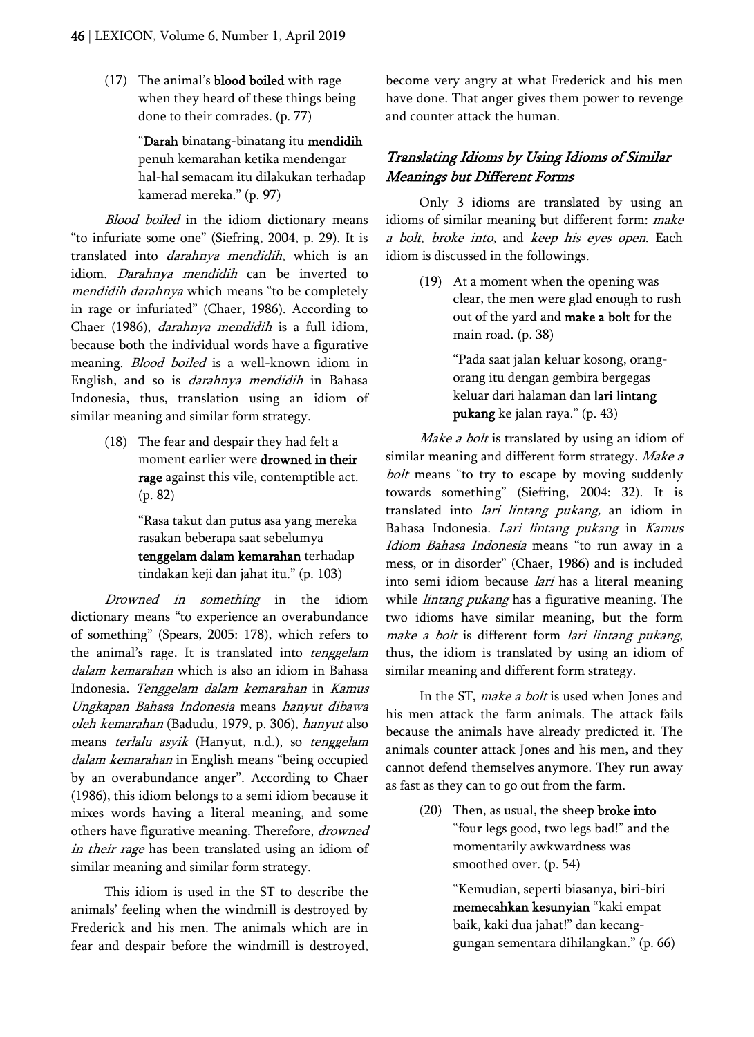(17) The animal's **blood boiled** with rage when they heard of these things being done to their comrades. (p. 77)

> "**Darah** binatang-binatang itu **mendidih** penuh kemarahan ketika mendengar hal-hal semacam itu dilakukan terhadap kamerad mereka." (p. 97)

*Blood boiled* in the idiom dictionary means "to infuriate some one" (Siefring, 2004, p. 29). It is translated into *darahnya mendidih*, which is an idiom. *Darahnya mendidih* can be inverted to *mendidih darahnya* which means "to be completely in rage or infuriated" (Chaer, 1986). According to Chaer (1986), *darahnya mendidih* is a full idiom, because both the individual words have a figurative meaning. *Blood boiled* is a well-known idiom in English, and so is *darahnya mendidih* in Bahasa Indonesia, thus, translation using an idiom of similar meaning and similar form strategy.

(18) The fear and despair they had felt a moment earlier were **drowned in their rage** against this vile, contemptible act. (p. 82)

> "Rasa takut dan putus asa yang mereka rasakan beberapa saat sebelumya **tenggelam dalam kemarahan** terhadap tindakan keji dan jahat itu." (p. 103)

*Drowned in something* in the idiom dictionary means "to experience an overabundance of something" (Spears, 2005: 178), which refers to the animal's rage. It is translated into *tenggelam dalam kemarahan* which is also an idiom in Bahasa Indonesia. *Tenggelam dalam kemarahan* in *Kamus Ungkapan Bahasa Indonesia* means *hanyut dibawa oleh kemarahan* (Badudu, 1979, p. 306), *hanyut* also means *terlalu asyik* (Hanyut, n.d.), so *tenggelam dalam kemarahan* in English means "being occupied by an overabundance anger". According to Chaer (1986), this idiom belongs to a semi idiom because it mixes words having a literal meaning, and some others have figurative meaning. Therefore, *drowned in their rage* has been translated using an idiom of similar meaning and similar form strategy.

This idiom is used in the ST to describe the animals' feeling when the windmill is destroyed by Frederick and his men. The animals which are in fear and despair before the windmill is destroyed, become very angry at what Frederick and his men have done. That anger gives them power to revenge and counter attack the human.

### *Translating Idioms by Using Idioms of Similar Meanings but Different Forms*

Only 3 idioms are translated by using an idioms of similar meaning but different form: *make a bolt*, *broke into*, and *keep his eyes open*. Each idiom is discussed in the followings.

(19) At a moment when the opening was clear, the men were glad enough to rush out of the yard and **make a bolt** for the main road. (p. 38)

> "Pada saat jalan keluar kosong, orang-orang itu dengan gembira bergegas keluar dari halaman dan **lari lintang pukang** ke jalan raya." (p. 43)

*Make a bolt* is translated by using an idiom of similar meaning and different form strategy. *Make a bolt* means "to try to escape by moving suddenly towards something" (Siefring, 2004: 32). It is translated into *lari lintang pukang,* an idiom in Bahasa Indonesia. *Lari lintang pukang* in *Kamus Idiom Bahasa Indonesia* means "to run away in a mess, or in disorder" (Chaer, 1986) and is included into semi idiom because *lari* has a literal meaning while *lintang pukang* has a figurative meaning. The two idioms have similar meaning, but the form *make a bolt* is different form *lari lintang pukang*, thus, the idiom is translated by using an idiom of similar meaning and different form strategy.

In the ST, *make a bolt* is used when Jones and his men attack the farm animals. The attack fails because the animals have already predicted it. The animals counter attack Jones and his men, and they cannot defend themselves anymore. They run away as fast as they can to go out from the farm.

(20) Then, as usual, the sheep **broke into** "four legs good, two legs bad!" and the momentarily awkwardness was smoothed over. (p. 54)

> "Kemudian, seperti biasanya, biri-biri **memecahkan kesunyian** "kaki empat baik, kaki dua jahat!" dan kecang-gungan sementara dihilangkan." (p. 66)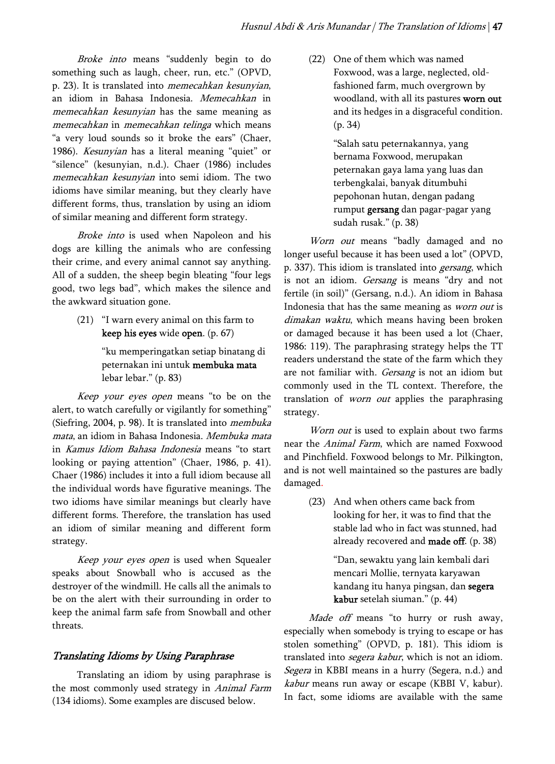*Broke into* means "suddenly begin to do something such as laugh, cheer, run, etc." (OPVD, p. 23). It is translated into *memecahkan kesunyian*, an idiom in Bahasa Indonesia. *Memecahkan* in *memecahkan kesunyian* has the same meaning as *memecahkan* in *memecahkan telinga* which means "a very loud sounds so it broke the ears" (Chaer, 1986). *Kesunyian* has a literal meaning "quiet" or "silence" (kesunyian, n.d.). Chaer (1986) includes *memecahkan kesunyian* into semi idiom. The two idioms have similar meaning, but they clearly have different forms, thus, translation by using an idiom of similar meaning and different form strategy.

*Broke into* is used when Napoleon and his dogs are killing the animals who are confessing their crime, and every animal cannot say anything. All of a sudden, the sheep begin bleating "four legs good, two legs bad", which makes the silence and the awkward situation gone.

(21) "I warn every animal on this farm to **keep his eyes** wide **open**. (p. 67)

> "ku memperingatkan setiap binatang di peternakan ini untuk **membuka mata** lebar lebar." (p. 83)

*Keep your eyes open* means "to be on the alert, to watch carefully or vigilantly for something" (Siefring, 2004, p. 98). It is translated into *membuka mata*, an idiom in Bahasa Indonesia. *Membuka mata* in *Kamus Idiom Bahasa Indonesia* means "to start looking or paying attention" (Chaer, 1986, p. 41). Chaer (1986) includes it into a full idiom because all the individual words have figurative meanings. The two idioms have similar meanings but clearly have different forms. Therefore, the translation has used an idiom of similar meaning and different form strategy.

*Keep your eyes open* is used when Squealer speaks about Snowball who is accused as the destroyer of the windmill. He calls all the animals to be on the alert with their surrounding in order to keep the animal farm safe from Snowball and other threats.

## *Translating Idioms by Using Paraphrase*

Translating an idiom by using paraphrase is the most commonly used strategy in *Animal Farm* (134 idioms). Some examples are discused below.

(22) One of them which was named Foxwood, was a large, neglected, old-fashioned farm, much overgrown by woodland, with all its pastures **worn out** and its hedges in a disgraceful condition. (p. 34)

> "Salah satu peternakannya, yang bernama Foxwood, merupakan peternakan gaya lama yang luas dan terbengkalai, banyak ditumbuhi pepohonan hutan, dengan padang rumput **gersang** dan pagar-pagar yang sudah rusak." (p. 38)

*Worn out* means "badly damaged and no longer useful because it has been used a lot" (OPVD, p. 337). This idiom is translated into *gersang*, which is not an idiom. *Gersang* is means "dry and not fertile (in soil)" (Gersang, n.d.). An idiom in Bahasa Indonesia that has the same meaning as *worn out* is *dimakan waktu*, which means having been broken or damaged because it has been used a lot (Chaer, 1986: 119). The paraphrasing strategy helps the TT readers understand the state of the farm which they are not familiar with. *Gersang* is not an idiom but commonly used in the TL context. Therefore, the translation of *worn out* applies the paraphrasing strategy.

*Worn out* is used to explain about two farms near the *Animal Farm*, which are named Foxwood and Pinchfield. Foxwood belongs to Mr. Pilkington, and is not well maintained so the pastures are badly damaged.

(23) And when others came back from looking for her, it was to find that the stable lad who in fact was stunned, had already recovered and **made off**. (p. 38)

> "Dan, sewaktu yang lain kembali dari mencari Mollie, ternyata karyawan kandang itu hanya pingsan, dan **segera kabur** setelah siuman." (p. 44)

*Made off* means "to hurry or rush away, especially when somebody is trying to escape or has stolen something" (OPVD, p. 181). This idiom is translated into *segera kabur*, which is not an idiom. *Segera* in KBBI means in a hurry (Segera, n.d.) and *kabur* means run away or escape (KBBI V, kabur). In fact, some idioms are available with the same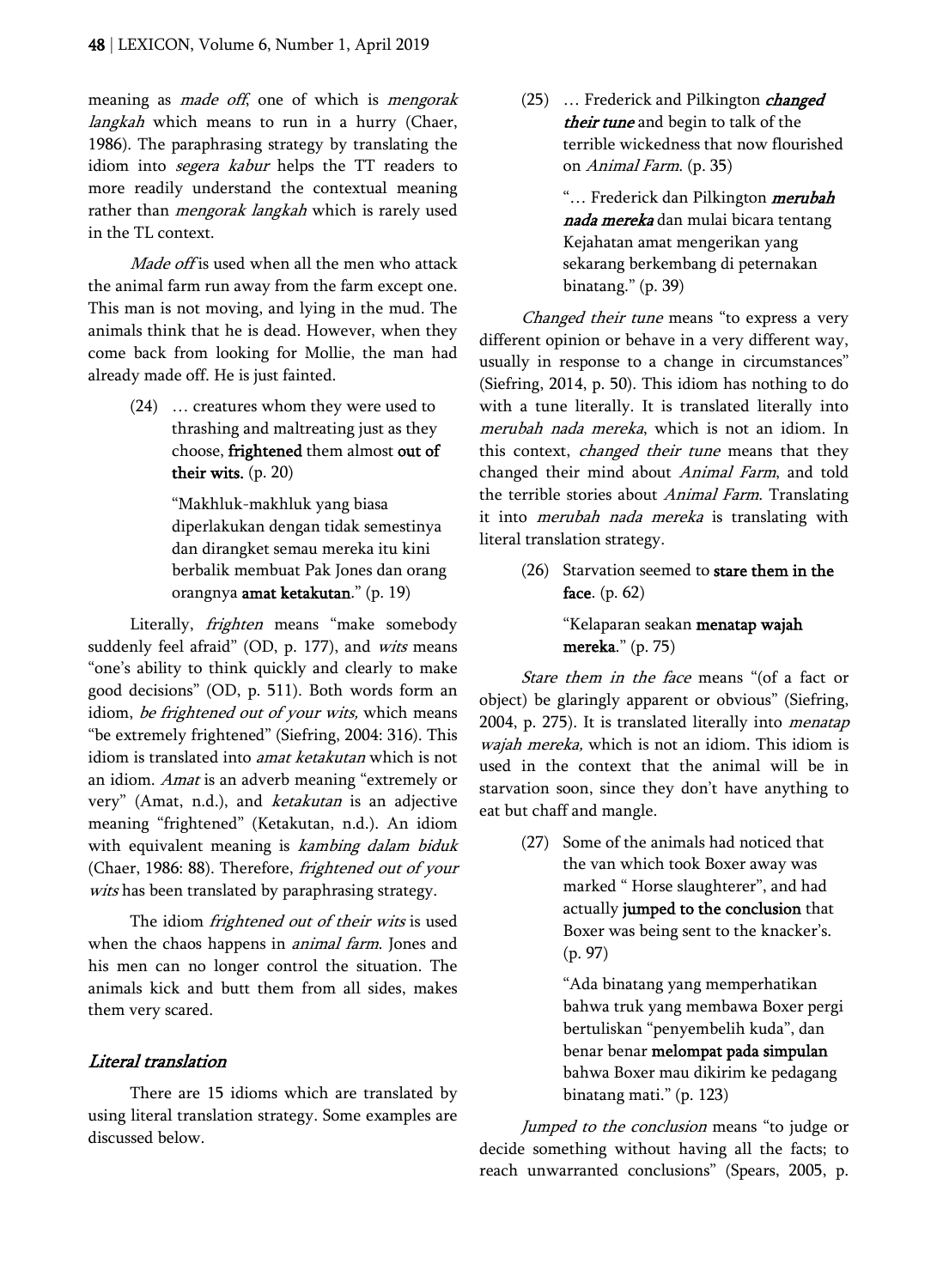meaning as *made off*, one of which is *mengorak langkah* which means to run in a hurry (Chaer, 1986). The paraphrasing strategy by translating the idiom into *segera kabur* helps the TT readers to more readily understand the contextual meaning rather than *mengorak langkah* which is rarely used in the TL context.

*Made off* is used when all the men who attack the animal farm run away from the farm except one. This man is not moving, and lying in the mud. The animals think that he is dead. However, when they come back from looking for Mollie, the man had already made off. He is just fainted.

> (24) … creatures whom they were used to thrashing and maltreating just as they choose, **frightened** them almost **out of their wits.** (p. 20)
>
> "Makhluk-makhluk yang biasa diperlakukan dengan tidak semestinya dan dirangket semau mereka itu kini berbalik membuat Pak Jones dan orang orangnya **amat ketakutan**." (p. 19)

Literally, *frighten* means "make somebody suddenly feel afraid" (OD, p. 177), and *wits* means "one's ability to think quickly and clearly to make good decisions" (OD, p. 511). Both words form an idiom, *be frightened out of your wits,* which means "be extremely frightened" (Siefring, 2004: 316). This idiom is translated into *amat ketakutan* which is not an idiom. *Amat* is an adverb meaning "extremely or very" (Amat, n.d.), and *ketakutan* is an adjective meaning "frightened" (Ketakutan, n.d.). An idiom with equivalent meaning is *kambing dalam biduk* (Chaer, 1986: 88). Therefore, *frightened out of your wits* has been translated by paraphrasing strategy.

The idiom *frightened out of their wits* is used when the chaos happens in *animal farm*. Jones and his men can no longer control the situation. The animals kick and butt them from all sides, makes them very scared.

### *Literal translation*

There are 15 idioms which are translated by using literal translation strategy. Some examples are discussed below.

> (25) … Frederick and Pilkington ***changed their tune*** and begin to talk of the terrible wickedness that now flourished on *Animal Farm*. (p. 35)
>
> "… Frederick dan Pilkington ***merubah nada mereka*** dan mulai bicara tentang Kejahatan amat mengerikan yang sekarang berkembang di peternakan binatang." (p. 39)

*Changed their tune* means "to express a very different opinion or behave in a very different way, usually in response to a change in circumstances" (Siefring, 2014, p. 50). This idiom has nothing to do with a tune literally. It is translated literally into *merubah nada mereka*, which is not an idiom. In this context, *changed their tune* means that they changed their mind about *Animal Farm*, and told the terrible stories about *Animal Farm*. Translating it into *merubah nada mereka* is translating with literal translation strategy.

> (26) Starvation seemed to **stare them in the face**. (p. 62)
>
> "Kelaparan seakan **menatap wajah mereka**." (p. 75)

*Stare them in the face* means "(of a fact or object) be glaringly apparent or obvious" (Siefring, 2004, p. 275). It is translated literally into *menatap wajah mereka,* which is not an idiom. This idiom is used in the context that the animal will be in starvation soon, since they don't have anything to eat but chaff and mangle.

> (27) Some of the animals had noticed that the van which took Boxer away was marked " Horse slaughterer", and had actually **jumped to the conclusion** that Boxer was being sent to the knacker's. (p. 97)
>
> "Ada binatang yang memperhatikan bahwa truk yang membawa Boxer pergi bertuliskan "penyembelih kuda", dan benar benar **melompat pada simpulan** bahwa Boxer mau dikirim ke pedagang binatang mati." (p. 123)

*Jumped to the conclusion* means "to judge or decide something without having all the facts; to reach unwarranted conclusions" (Spears, 2005, p.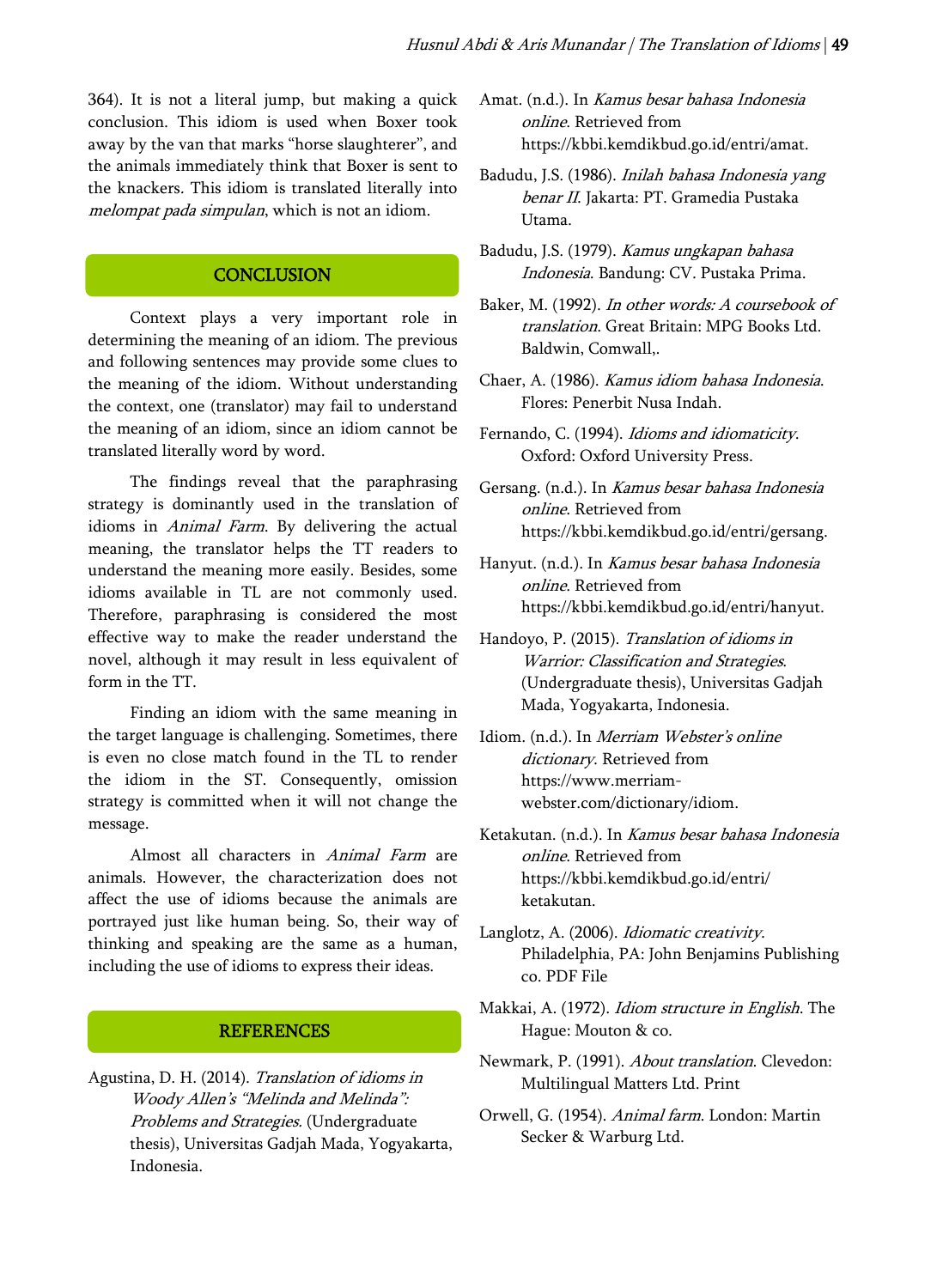364). It is not a literal jump, but making a quick conclusion. This idiom is used when Boxer took away by the van that marks "horse slaughterer", and the animals immediately think that Boxer is sent to the knackers. This idiom is translated literally into *melompat pada simpulan*, which is not an idiom.

## CONCLUSION

Context plays a very important role in determining the meaning of an idiom. The previous and following sentences may provide some clues to the meaning of the idiom. Without understanding the context, one (translator) may fail to understand the meaning of an idiom, since an idiom cannot be translated literally word by word.

The findings reveal that the paraphrasing strategy is dominantly used in the translation of idioms in *Animal Farm*. By delivering the actual meaning, the translator helps the TT readers to understand the meaning more easily. Besides, some idioms available in TL are not commonly used. Therefore, paraphrasing is considered the most effective way to make the reader understand the novel, although it may result in less equivalent of form in the TT.

Finding an idiom with the same meaning in the target language is challenging. Sometimes, there is even no close match found in the TL to render the idiom in the ST. Consequently, omission strategy is committed when it will not change the message.

Almost all characters in *Animal Farm* are animals. However, the characterization does not affect the use of idioms because the animals are portrayed just like human being. So, their way of thinking and speaking are the same as a human, including the use of idioms to express their ideas.

## REFERENCES

Agustina, D. H. (2014). *Translation of idioms in Woody Allen's "Melinda and Melinda": Problems and Strategies*. (Undergraduate thesis), Universitas Gadjah Mada, Yogyakarta, Indonesia.

Amat. (n.d.). In *Kamus besar bahasa Indonesia online*. Retrieved from https://kbbi.kemdikbud.go.id/entri/amat.

Badudu, J.S. (1986). *Inilah bahasa Indonesia yang benar II*. Jakarta: PT. Gramedia Pustaka Utama.

Badudu, J.S. (1979). *Kamus ungkapan bahasa Indonesia*. Bandung: CV. Pustaka Prima.

Baker, M. (1992). *In other words: A coursebook of translation*. Great Britain: MPG Books Ltd. Baldwin, Comwall,.

Chaer, A. (1986). *Kamus idiom bahasa Indonesia*. Flores: Penerbit Nusa Indah.

Fernando, C. (1994). *Idioms and idiomaticity*. Oxford: Oxford University Press.

Gersang. (n.d.). In *Kamus besar bahasa Indonesia online*. Retrieved from https://kbbi.kemdikbud.go.id/entri/gersang.

Hanyut. (n.d.). In *Kamus besar bahasa Indonesia online*. Retrieved from https://kbbi.kemdikbud.go.id/entri/hanyut.

Handoyo, P. (2015). *Translation of idioms in Warrior: Classification and Strategies*. (Undergraduate thesis), Universitas Gadjah Mada, Yogyakarta, Indonesia.

Idiom. (n.d.). In *Merriam Webster's online dictionary*. Retrieved from https://www.merriam-webster.com/dictionary/idiom.

Ketakutan. (n.d.). In *Kamus besar bahasa Indonesia online*. Retrieved from https://kbbi.kemdikbud.go.id/entri/ketakutan.

Langlotz, A. (2006). *Idiomatic creativity*. Philadelphia, PA: John Benjamins Publishing co. PDF File

Makkai, A. (1972). *Idiom structure in English*. The Hague: Mouton & co.

Newmark, P. (1991). *About translation*. Clevedon: Multilingual Matters Ltd. Print

Orwell, G. (1954). *Animal farm*. London: Martin Secker & Warburg Ltd.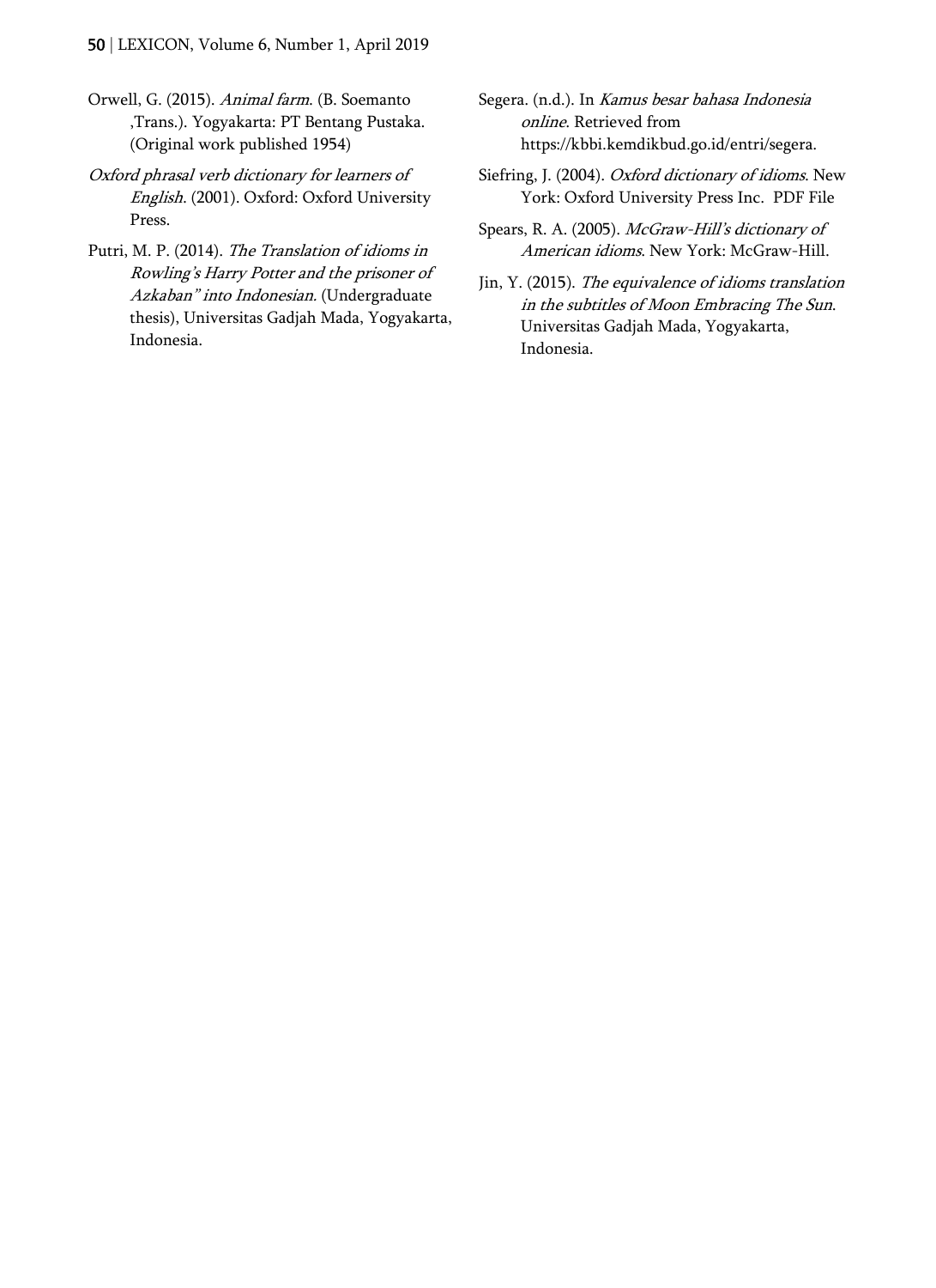Orwell, G. (2015). *Animal farm*. (B. Soemanto ,Trans.). Yogyakarta: PT Bentang Pustaka. (Original work published 1954)

*Oxford phrasal verb dictionary for learners of English*. (2001). Oxford: Oxford University Press.

Putri, M. P. (2014). *The Translation of idioms in Rowling's Harry Potter and the prisoner of Azkaban" into Indonesian.* (Undergraduate thesis), Universitas Gadjah Mada, Yogyakarta, Indonesia.

Segera. (n.d.). In *Kamus besar bahasa Indonesia online*. Retrieved from https://kbbi.kemdikbud.go.id/entri/segera.

Siefring, J. (2004). *Oxford dictionary of idioms*. New York: Oxford University Press Inc. PDF File

Spears, R. A. (2005). *McGraw-Hill's dictionary of American idioms*. New York: McGraw-Hill.

Jin, Y. (2015). *The equivalence of idioms translation in the subtitles of Moon Embracing The Sun*. Universitas Gadjah Mada, Yogyakarta, Indonesia.